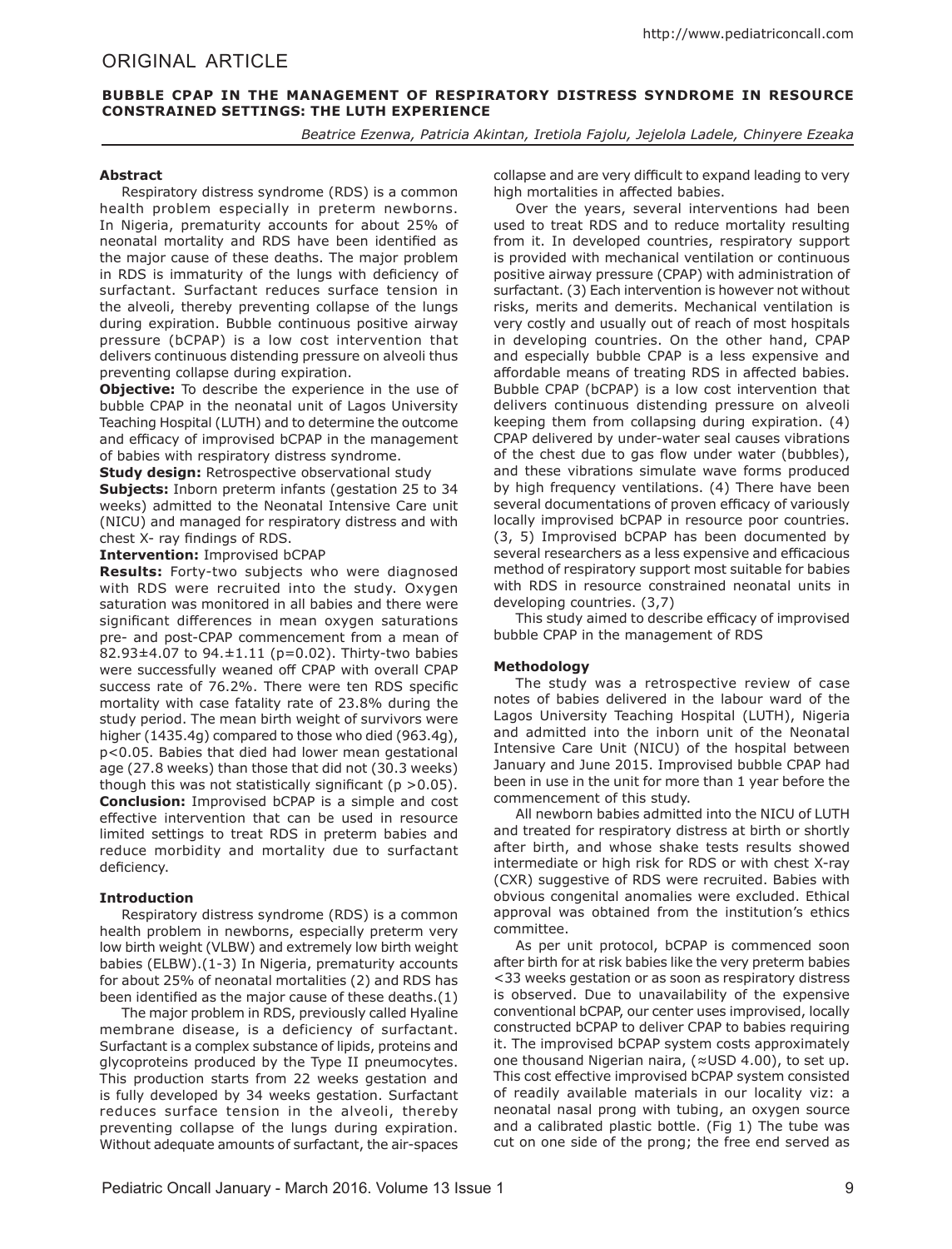ORIGINAL ARTICLE

# BUBBLE CPAP IN THE MANAGEMENT OF RESPIRATORY DISTRESS SYNDROME IN RESOURCE CONSTRAINED SETTINGS: THE LUTH EXPERIENCE

*Beatrice Ezenwa, Patricia Akintan, Iretiola Fajolu, Jejelola Ladele, Chinyere Ezeaka*

### Abstract

Respiratory distress syndrome (RDS) is a common health problem especially in preterm newborns. In Nigeria, prematurity accounts for about 25% of neonatal mortality and RDS have been identified as the major cause of these deaths. The major problem in RDS is immaturity of the lungs with deficiency of surfactant. Surfactant reduces surface tension in the alveoli, thereby preventing collapse of the lungs during expiration. Bubble continuous positive airway pressure (bCPAP) is a low cost intervention that delivers continuous distending pressure on alveoli thus preventing collapse during expiration.

**Objective:** To describe the experience in the use of bubble CPAP in the neonatal unit of Lagos University Teaching Hospital (LUTH) and to determine the outcome and efficacy of improvised bCPAP in the management of babies with respiratory distress syndrome.

**Study design:** Retrospective observational study

**Subjects:** Inborn preterm infants (gestation 25 to 34 weeks) admitted to the Neonatal Intensive Care unit (NICU) and managed for respiratory distress and with chest X- ray findings of RDS.

**Intervention:** Improvised bCPAP

**Results:** Forty-two subjects who were diagnosed with RDS were recruited into the study. Oxygen saturation was monitored in all babies and there were significant differences in mean oxygen saturations pre- and post-CPAP commencement from a mean of 82.93±4.07 to 94.±1.11 ($p=0.02$). Thirty-two babies were successfully weaned off CPAP with overall CPAP success rate of 76.2%. There were ten RDS specific mortality with case fatality rate of 23.8% during the study period. The mean birth weight of survivors were higher (1435.4g) compared to those who died (963.4g), $p<0.05$. Babies that died had lower mean gestational age (27.8 weeks) than those that did not (30.3 weeks) though this was not statistically significant ($p >0.05$).

**Conclusion:** Improvised bCPAP is a simple and cost effective intervention that can be used in resource limited settings to treat RDS in preterm babies and reduce morbidity and mortality due to surfactant deficiency.

### Introduction

Respiratory distress syndrome (RDS) is a common health problem in newborns, especially preterm very low birth weight (VLBW) and extremely low birth weight babies (ELBW).(1-3) In Nigeria, prematurity accounts for about 25% of neonatal mortalities (2) and RDS has been identified as the major cause of these deaths.(1)

The major problem in RDS, previously called Hyaline membrane disease, is a deficiency of surfactant. Surfactant is a complex substance of lipids, proteins and glycoproteins produced by the Type II pneumocytes. This production starts from 22 weeks gestation and is fully developed by 34 weeks gestation. Surfactant reduces surface tension in the alveoli, thereby preventing collapse of the lungs during expiration. Without adequate amounts of surfactant, the air-spaces collapse and are very difficult to expand leading to very high mortalities in affected babies.

Over the years, several interventions had been used to treat RDS and to reduce mortality resulting from it. In developed countries, respiratory support is provided with mechanical ventilation or continuous positive airway pressure (CPAP) with administration of surfactant. (3) Each intervention is however not without risks, merits and demerits. Mechanical ventilation is very costly and usually out of reach of most hospitals in developing countries. On the other hand, CPAP and especially bubble CPAP is a less expensive and affordable means of treating RDS in affected babies. Bubble CPAP (bCPAP) is a low cost intervention that delivers continuous distending pressure on alveoli keeping them from collapsing during expiration. (4) CPAP delivered by under-water seal causes vibrations of the chest due to gas flow under water (bubbles), and these vibrations simulate wave forms produced by high frequency ventilations. (4) There have been several documentations of proven efficacy of variously locally improvised bCPAP in resource poor countries. (3, 5) Improvised bCPAP has been documented by several researchers as a less expensive and efficacious method of respiratory support most suitable for babies with RDS in resource constrained neonatal units in developing countries. (3,7)

This study aimed to describe efficacy of improvised bubble CPAP in the management of RDS

### Methodology

The study was a retrospective review of case notes of babies delivered in the labour ward of the Lagos University Teaching Hospital (LUTH), Nigeria and admitted into the inborn unit of the Neonatal Intensive Care Unit (NICU) of the hospital between January and June 2015. Improvised bubble CPAP had been in use in the unit for more than 1 year before the commencement of this study.

All newborn babies admitted into the NICU of LUTH and treated for respiratory distress at birth or shortly after birth, and whose shake tests results showed intermediate or high risk for RDS or with chest X-ray (CXR) suggestive of RDS were recruited. Babies with obvious congenital anomalies were excluded. Ethical approval was obtained from the institution's ethics committee.

As per unit protocol, bCPAP is commenced soon after birth for at risk babies like the very preterm babies <33 weeks gestation or as soon as respiratory distress is observed. Due to unavailability of the expensive conventional bCPAP, our center uses improvised, locally constructed bCPAP to deliver CPAP to babies requiring it. The improvised bCPAP system costs approximately one thousand Nigerian naira, (≈USD 4.00), to set up. This cost effective improvised bCPAP system consisted of readily available materials in our locality viz: a neonatal nasal prong with tubing, an oxygen source and a calibrated plastic bottle. (Fig 1) The tube was cut on one side of the prong; the free end served as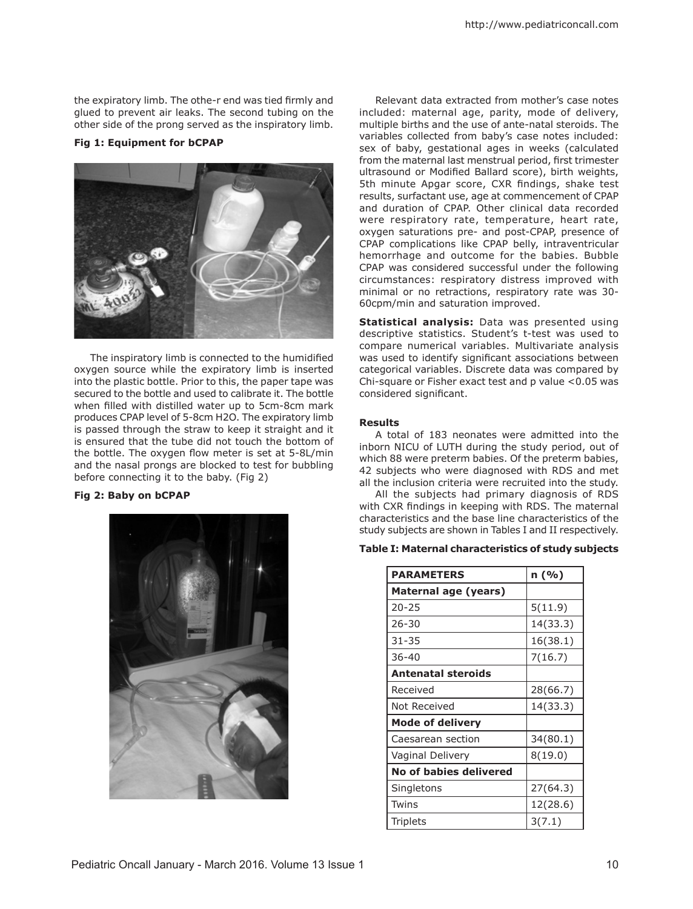the expiratory limb. The othe-r end was tied firmly and glued to prevent air leaks. The second tubing on the other side of the prong served as the inspiratory limb.

**Fig 1: Equipment for bCPAP**

The inspiratory limb is connected to the humidified oxygen source while the expiratory limb is inserted into the plastic bottle. Prior to this, the paper tape was secured to the bottle and used to calibrate it. The bottle when filled with distilled water up to 5cm-8cm mark produces CPAP level of 5-8cm H2O. The expiratory limb is passed through the straw to keep it straight and it is ensured that the tube did not touch the bottom of the bottle. The oxygen flow meter is set at 5-8L/min and the nasal prongs are blocked to test for bubbling before connecting it to the baby. (Fig 2)

**Fig 2: Baby on bCPAP**

Relevant data extracted from mother's case notes included: maternal age, parity, mode of delivery, multiple births and the use of ante-natal steroids. The variables collected from baby's case notes included: sex of baby, gestational ages in weeks (calculated from the maternal last menstrual period, first trimester ultrasound or Modified Ballard score), birth weights, 5th minute Apgar score, CXR findings, shake test results, surfactant use, age at commencement of CPAP and duration of CPAP. Other clinical data recorded were respiratory rate, temperature, heart rate, oxygen saturations pre- and post-CPAP, presence of CPAP complications like CPAP belly, intraventricular hemorrhage and outcome for the babies. Bubble CPAP was considered successful under the following circumstances: respiratory distress improved with minimal or no retractions, respiratory rate was 30-60cpm/min and saturation improved.

**Statistical analysis:** Data was presented using descriptive statistics. Student's t-test was used to compare numerical variables. Multivariate analysis was used to identify significant associations between categorical variables. Discrete data was compared by Chi-square or Fisher exact test and p value <0.05 was considered significant.

### Results

A total of 183 neonates were admitted into the inborn NICU of LUTH during the study period, out of which 88 were preterm babies. Of the preterm babies, 42 subjects who were diagnosed with RDS and met all the inclusion criteria were recruited into the study.

All the subjects had primary diagnosis of RDS with CXR findings in keeping with RDS. The maternal characteristics and the base line characteristics of the study subjects are shown in Tables I and II respectively.

**Table I: Maternal characteristics of study subjects**

| PARAMETERS | n (%) |
|---|---|
| **Maternal age (years)** | |
| 20-25 | 5(11.9) |
| 26-30 | 14(33.3) |
| 31-35 | 16(38.1) |
| 36-40 | 7(16.7) |
| **Antenatal steroids** | |
| Received | 28(66.7) |
| Not Received | 14(33.3) |
| **Mode of delivery** | |
| Caesarean section | 34(80.1) |
| Vaginal Delivery | 8(19.0) |
| **No of babies delivered** | |
| Singletons | 27(64.3) |
| Twins | 12(28.6) |
| Triplets | 3(7.1) |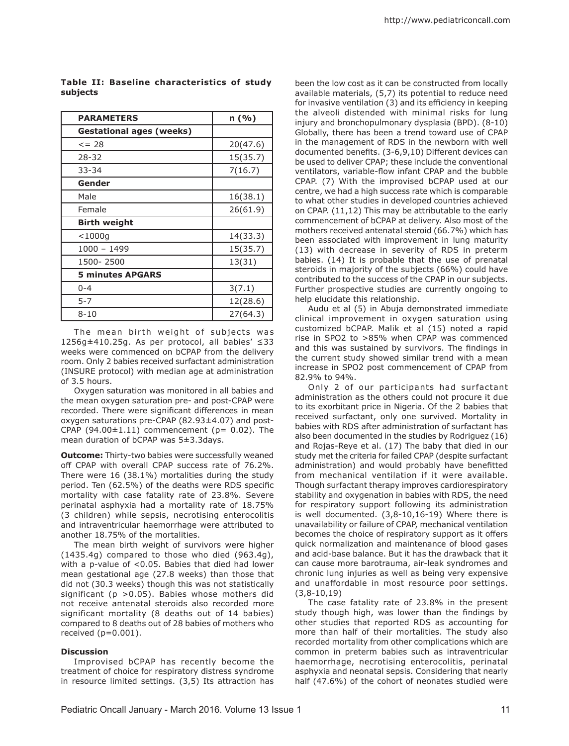**Table II: Baseline characteristics of study subjects**

| PARAMETERS | n (%) |
|---|---|
| **Gestational ages (weeks)** | |
| <= 28 | 20(47.6) |
| 28-32 | 15(35.7) |
| 33-34 | 7(16.7) |
| **Gender** | |
| Male | 16(38.1) |
| Female | 26(61.9) |
| **Birth weight** | |
| <1000g | 14(33.3) |
| 1000 – 1499 | 15(35.7) |
| 1500- 2500 | 13(31) |
| **5 minutes APGARS** | |
| 0-4 | 3(7.1) |
| 5-7 | 12(28.6) |
| 8-10 | 27(64.3) |

The mean birth weight of subjects was 1256g±410.25g. As per protocol, all babies' ≤33 weeks were commenced on bCPAP from the delivery room. Only 2 babies received surfactant administration (INSURE protocol) with median age at administration of 3.5 hours.

Oxygen saturation was monitored in all babies and the mean oxygen saturation pre- and post-CPAP were recorded. There were significant differences in mean oxygen saturations pre-CPAP (82.93±4.07) and post-CPAP (94.00±1.11) commencement (p= 0.02). The mean duration of bCPAP was 5±3.3days.

**Outcome:** Thirty-two babies were successfully weaned off CPAP with overall CPAP success rate of 76.2%. There were 16 (38.1%) mortalities during the study period. Ten (62.5%) of the deaths were RDS specific mortality with case fatality rate of 23.8%. Severe perinatal asphyxia had a mortality rate of 18.75% (3 children) while sepsis, necrotising enterocolitis and intraventricular haemorrhage were attributed to another 18.75% of the mortalities.

The mean birth weight of survivors were higher (1435.4g) compared to those who died (963.4g), with a p-value of <0.05. Babies that died had lower mean gestational age (27.8 weeks) than those that did not (30.3 weeks) though this was not statistically significant (p >0.05). Babies whose mothers did not receive antenatal steroids also recorded more significant mortality (8 deaths out of 14 babies) compared to 8 deaths out of 28 babies of mothers who received (p=0.001).

## Discussion

Improvised bCPAP has recently become the treatment of choice for respiratory distress syndrome in resource limited settings. (3,5) Its attraction has been the low cost as it can be constructed from locally available materials, (5,7) its potential to reduce need for invasive ventilation (3) and its efficiency in keeping the alveoli distended with minimal risks for lung injury and bronchopulmonary dysplasia (BPD). (8-10) Globally, there has been a trend toward use of CPAP in the management of RDS in the newborn with well documented benefits. (3-6,9,10) Different devices can be used to deliver CPAP; these include the conventional ventilators, variable-flow infant CPAP and the bubble CPAP. (7) With the improvised bCPAP used at our centre, we had a high success rate which is comparable to what other studies in developed countries achieved on CPAP. (11,12) This may be attributable to the early commencement of bCPAP at delivery. Also most of the mothers received antenatal steroid (66.7%) which has been associated with improvement in lung maturity (13) with decrease in severity of RDS in preterm babies. (14) It is probable that the use of prenatal steroids in majority of the subjects (66%) could have contributed to the success of the CPAP in our subjects. Further prospective studies are currently ongoing to help elucidate this relationship.

Audu et al (5) in Abuja demonstrated immediate clinical improvement in oxygen saturation using customized bCPAP. Malik et al (15) noted a rapid rise in SPO2 to >85% when CPAP was commenced and this was sustained by survivors. The findings in the current study showed similar trend with a mean increase in SPO2 post commencement of CPAP from 82.9% to 94%.

Only 2 of our participants had surfactant administration as the others could not procure it due to its exorbitant price in Nigeria. Of the 2 babies that received surfactant, only one survived. Mortality in babies with RDS after administration of surfactant has also been documented in the studies by Rodriguez (16) and Rojas-Reye et al. (17) The baby that died in our study met the criteria for failed CPAP (despite surfactant administration) and would probably have benefitted from mechanical ventilation if it were available. Though surfactant therapy improves cardiorespiratory stability and oxygenation in babies with RDS, the need for respiratory support following its administration is well documented. (3,8-10,16-19) Where there is unavailability or failure of CPAP, mechanical ventilation becomes the choice of respiratory support as it offers quick normalization and maintenance of blood gases and acid-base balance. But it has the drawback that it can cause more barotrauma, air-leak syndromes and chronic lung injuries as well as being very expensive and unaffordable in most resource poor settings. (3,8-10,19)

The case fatality rate of 23.8% in the present study though high, was lower than the findings by other studies that reported RDS as accounting for more than half of their mortalities. The study also recorded mortality from other complications which are common in preterm babies such as intraventricular haemorrhage, necrotising enterocolitis, perinatal asphyxia and neonatal sepsis. Considering that nearly half (47.6%) of the cohort of neonates studied were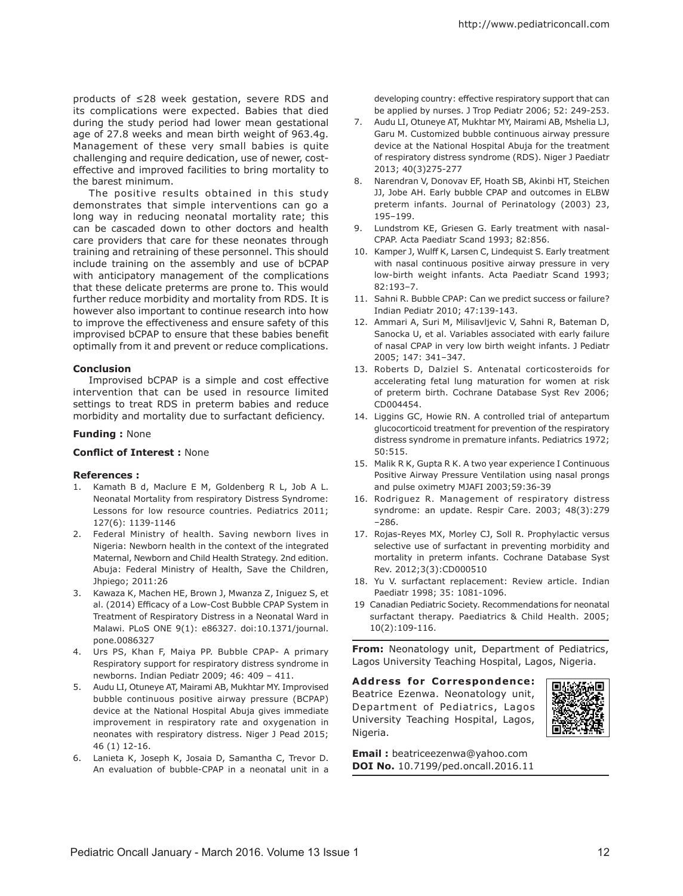products of ≤28 week gestation, severe RDS and its complications were expected. Babies that died during the study period had lower mean gestational age of 27.8 weeks and mean birth weight of 963.4g. Management of these very small babies is quite challenging and require dedication, use of newer, cost-effective and improved facilities to bring mortality to the barest minimum.

The positive results obtained in this study demonstrates that simple interventions can go a long way in reducing neonatal mortality rate; this can be cascaded down to other doctors and health care providers that care for these neonates through training and retraining of these personnel. This should include training on the assembly and use of bCPAP with anticipatory management of the complications that these delicate preterms are prone to. This would further reduce morbidity and mortality from RDS. It is however also important to continue research into how to improve the effectiveness and ensure safety of this improvised bCPAP to ensure that these babies benefit optimally from it and prevent or reduce complications.

**Conclusion**

Improvised bCPAP is a simple and cost effective intervention that can be used in resource limited settings to treat RDS in preterm babies and reduce morbidity and mortality due to surfactant deficiency.

**Funding :** None

**Conflict of Interest :** None

**References :**

1. Kamath B d, Maclure E M, Goldenberg R L, Job A L. Neonatal Mortality from respiratory Distress Syndrome: Lessons for low resource countries. Pediatrics 2011; 127(6): 1139-1146
2. Federal Ministry of health. Saving newborn lives in Nigeria: Newborn health in the context of the integrated Maternal, Newborn and Child Health Strategy. 2nd edition. Abuja: Federal Ministry of Health, Save the Children, Jhpiego; 2011:26
3. Kawaza K, Machen HE, Brown J, Mwanza Z, Iniguez S, et al. (2014) Efficacy of a Low-Cost Bubble CPAP System in Treatment of Respiratory Distress in a Neonatal Ward in Malawi. PLoS ONE 9(1): e86327. doi:10.1371/journal.pone.0086327
4. Urs PS, Khan F, Maiya PP. Bubble CPAP- A primary Respiratory support for respiratory distress syndrome in newborns. Indian Pediatr 2009; 46: 409 – 411.
5. Audu LI, Otuneye AT, Mairami AB, Mukhtar MY. Improvised bubble continuous positive airway pressure (BCPAP) device at the National Hospital Abuja gives immediate improvement in respiratory rate and oxygenation in neonates with respiratory distress. Niger J Pead 2015; 46 (1) 12-16.
6. Lanieta K, Joseph K, Josaia D, Samantha C, Trevor D. An evaluation of bubble-CPAP in a neonatal unit in a developing country: effective respiratory support that can be applied by nurses. J Trop Pediatr 2006; 52: 249-253.
7. Audu LI, Otuneye AT, Mukhtar MY, Mairami AB, Mshelia LJ, Garu M. Customized bubble continuous airway pressure device at the National Hospital Abuja for the treatment of respiratory distress syndrome (RDS). Niger J Paediatr 2013; 40(3)275-277
8. Narendran V, Donovav EF, Hoath SB, Akinbi HT, Steichen JJ, Jobe AH. Early bubble CPAP and outcomes in ELBW preterm infants. Journal of Perinatology (2003) 23, 195–199.
9. Lundstrom KE, Griesen G. Early treatment with nasal-CPAP. Acta Paediatr Scand 1993; 82:856.
10. Kamper J, Wulff K, Larsen C, Lindequist S. Early treatment with nasal continuous positive airway pressure in very low-birth weight infants. Acta Paediatr Scand 1993; 82:193–7.
11. Sahni R. Bubble CPAP: Can we predict success or failure? Indian Pediatr 2010; 47:139-143.
12. Ammari A, Suri M, Milisavljevic V, Sahni R, Bateman D, Sanocka U, et al. Variables associated with early failure of nasal CPAP in very low birth weight infants. J Pediatr 2005; 147: 341–347.
13. Roberts D, Dalziel S. Antenatal corticosteroids for accelerating fetal lung maturation for women at risk of preterm birth. Cochrane Database Syst Rev 2006; CD004454.
14. Liggins GC, Howie RN. A controlled trial of antepartum glucocorticoid treatment for prevention of the respiratory distress syndrome in premature infants. Pediatrics 1972; 50:515.
15. Malik R K, Gupta R K. A two year experience I Continuous Positive Airway Pressure Ventilation using nasal prongs and pulse oximetry MJAFI 2003;59:36-39
16. Rodriguez R. Management of respiratory distress syndrome: an update. Respir Care. 2003; 48(3):279 –286.
17. Rojas-Reyes MX, Morley CJ, Soll R. Prophylactic versus selective use of surfactant in preventing morbidity and mortality in preterm infants. Cochrane Database Syst Rev. 2012;3(3):CD000510
18. Yu V. surfactant replacement: Review article. Indian Paediatr 1998; 35: 1081-1096.
19. Canadian Pediatric Society. Recommendations for neonatal surfactant therapy. Paediatrics & Child Health. 2005; 10(2):109-116.

**From:** Neonatology unit, Department of Pediatrics, Lagos University Teaching Hospital, Lagos, Nigeria.

**Address for Correspondence:** Beatrice Ezenwa. Neonatology unit, Department of Pediatrics, Lagos University Teaching Hospital, Lagos, Nigeria.

**Email :** beatriceezenwa@yahoo.com
**DOI No.** 10.7199/ped.oncall.2016.11